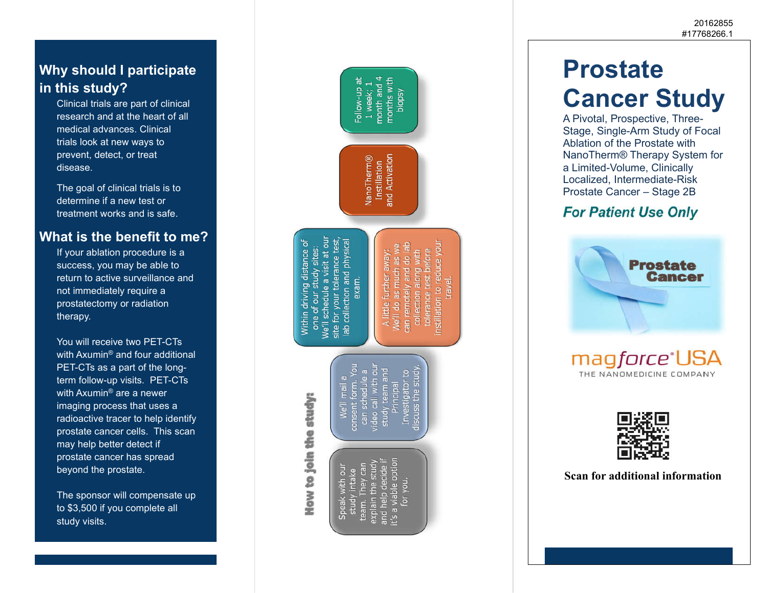## Why should I participate in this study?

Clinical trials are part of clinical research and at the heart of all medical advances. Clinical trials look at new ways to prevent, detect, or treat disease.

The goal of clinical trials is to determine if a new test or treatment works and is safe.

## What is the benefit to me?

If your ablation procedure is a success, you may be able to return to active surveillance and not immediately require a prostatectomy or radiation therapy.

You will receive two PET-CTs with Axumin® and four additional PET-CTs as a part of the long-term follow-up visits. PET-CTs with Axumin® are a newer imaging process that uses a radioactive tracer to help identify prostate cancer cells. This scan may help better detect if prostate cancer has spread beyond the prostate.

The sponsor will compensate up to $3,500 if you complete all study visits.

## How to join the study:

- Speak with our study intake team. They can explain the study and help decide if it's a viable option for you.
- We'll mail a consent form. You can schedule a video call with our study team and Principal Investigator to discuss the study.
- Within driving distance of one of our study sites: We'll schedule a visit at our site for your tolerance test, lab collection and physical exam.
- A little further away: We'll do as much as we can remotely and do lab collection along with tolerance test before instillation to reduce your travel.
- NanoTherm® Instillation and Activation
- Follow-up at 1 week; 1 month and 4 months with biopsy

20162855
#17768266.1

# Prostate Cancer Study

A Pivotal, Prospective, Three-Stage, Single-Arm Study of Focal Ablation of the Prostate with NanoTherm® Therapy System for a Limited-Volume, Clinically Localized, Intermediate-Risk Prostate Cancer – Stage 2B

***For Patient Use Only***

Prostate Cancer

magforce® USA
THE NANOMEDICINE COMPANY

**Scan for additional information**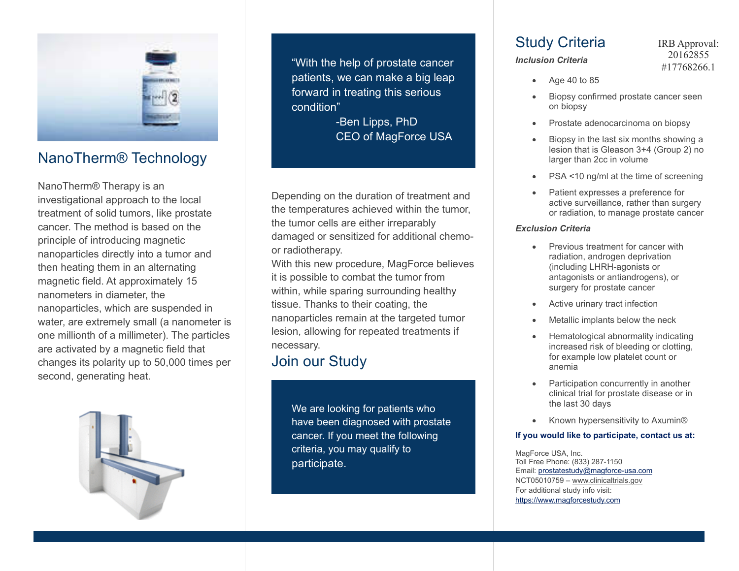## NanoTherm® Technology

NanoTherm® Therapy is an investigational approach to the local treatment of solid tumors, like prostate cancer. The method is based on the principle of introducing magnetic nanoparticles directly into a tumor and then heating them in an alternating magnetic field. At approximately 15 nanometers in diameter, the nanoparticles, which are suspended in water, are extremely small (a nanometer is one millionth of a millimeter). The particles are activated by a magnetic field that changes its polarity up to 50,000 times per second, generating heat.

"With the help of prostate cancer patients, we can make a big leap forward in treating this serious condition"

-Ben Lipps, PhD
CEO of MagForce USA

Depending on the duration of treatment and the temperatures achieved within the tumor, the tumor cells are either irreparably damaged or sensitized for additional chemo- or radiotherapy.

With this new procedure, MagForce believes it is possible to combat the tumor from within, while sparing surrounding healthy tissue. Thanks to their coating, the nanoparticles remain at the targeted tumor lesion, allowing for repeated treatments if necessary.

## Join our Study

We are looking for patients who have been diagnosed with prostate cancer. If you meet the following criteria, you may qualify to participate.

## Study Criteria

IRB Approval: 20162855 #17768266.1

***Inclusion Criteria***

- Age 40 to 85
- Biopsy confirmed prostate cancer seen on biopsy
- Prostate adenocarcinoma on biopsy
- Biopsy in the last six months showing a lesion that is Gleason 3+4 (Group 2) no larger than 2cc in volume
- PSA <10 ng/ml at the time of screening
- Patient expresses a preference for active surveillance, rather than surgery or radiation, to manage prostate cancer

***Exclusion Criteria***

- Previous treatment for cancer with radiation, androgen deprivation (including LHRH-agonists or antagonists or antiandrogens), or surgery for prostate cancer
- Active urinary tract infection
- Metallic implants below the neck
- Hematological abnormality indicating increased risk of bleeding or clotting, for example low platelet count or anemia
- Participation concurrently in another clinical trial for prostate disease or in the last 30 days
- Known hypersensitivity to Axumin®

**If you would like to participate, contact us at:**

MagForce USA, Inc.
Toll Free Phone: (833) 287-1150
Email: prostatestudy@magforce-usa.com
NCT05010759 – www.clinicaltrials.gov
For additional study info visit:
https://www.magforcestudy.com